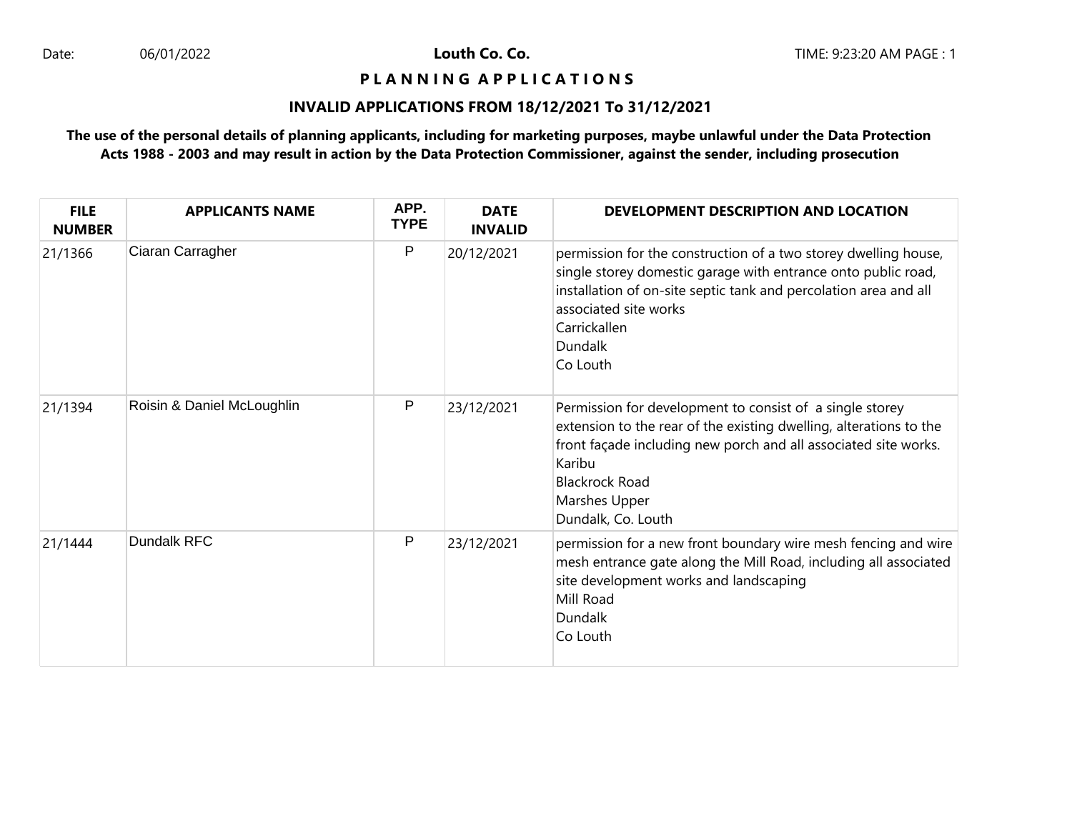Date: 06/01/2022 **Louth Co. Co.** TIME: 9:23:20 AM

# P L A N N I N G A P P L I C A T I O N S

## INVALID APPLICATIONS FROM 18/12/2021 To 31/12/2021

**The use of the personal details of planning applicants, including for marketing purposes, maybe unlawful under the Data Protection Acts 1988 - 2003 and may result in action by the Data Protection Commissioner, against the sender, including prosecution**

| FILE NUMBER | APPLICANTS NAME | APP. TYPE | DATE INVALID | DEVELOPMENT DESCRIPTION AND LOCATION |
|---|---|---|---|---|
| 21/1366 | Ciaran Carragher | P | 20/12/2021 | permission for the construction of a two storey dwelling house, single storey domestic garage with entrance onto public road, installation of on-site septic tank and percolation area and all associated site works<br>Carrickallen<br>Dundalk<br>Co Louth |
| 21/1394 | Roisin & Daniel McLoughlin | P | 23/12/2021 | Permission for development to consist of a single storey extension to the rear of the existing dwelling, alterations to the front façade including new porch and all associated site works.<br>Karibu<br>Blackrock Road<br>Marshes Upper<br>Dundalk, Co. Louth |
| 21/1444 | Dundalk RFC | P | 23/12/2021 | permission for a new front boundary wire mesh fencing and wire mesh entrance gate along the Mill Road, including all associated site development works and landscaping<br>Mill Road<br>Dundalk<br>Co Louth |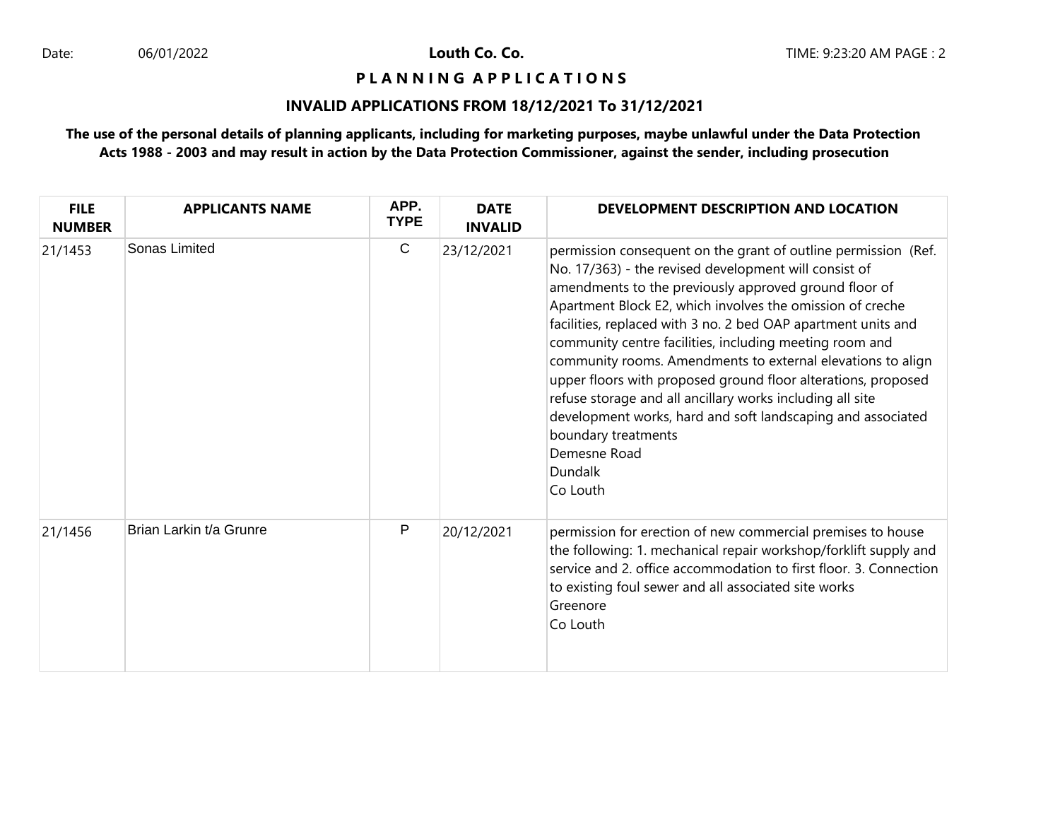**Louth Co. Co.**

**P L A N N I N G A P P L I C A T I O N S**

**INVALID APPLICATIONS FROM 18/12/2021 To 31/12/2021**

**The use of the personal details of planning applicants, including for marketing purposes, maybe unlawful under the Data Protection Acts 1988 - 2003 and may result in action by the Data Protection Commissioner, against the sender, including prosecution**

| FILE NUMBER | APPLICANTS NAME | APP. TYPE | DATE INVALID | DEVELOPMENT DESCRIPTION AND LOCATION |
|---|---|---|---|---|
| 21/1453 | Sonas Limited | C | 23/12/2021 | permission consequent on the grant of outline permission (Ref. No. 17/363) - the revised development will consist of amendments to the previously approved ground floor of Apartment Block E2, which involves the omission of creche facilities, replaced with 3 no. 2 bed OAP apartment units and community centre facilities, including meeting room and community rooms. Amendments to external elevations to align upper floors with proposed ground floor alterations, proposed refuse storage and all ancillary works including all site development works, hard and soft landscaping and associated boundary treatments<br>Demesne Road<br>Dundalk<br>Co Louth |
| 21/1456 | Brian Larkin t/a Grunre | P | 20/12/2021 | permission for erection of new commercial premises to house the following: 1. mechanical repair workshop/forklift supply and service and 2. office accommodation to first floor. 3. Connection to existing foul sewer and all associated site works<br>Greenore<br>Co Louth |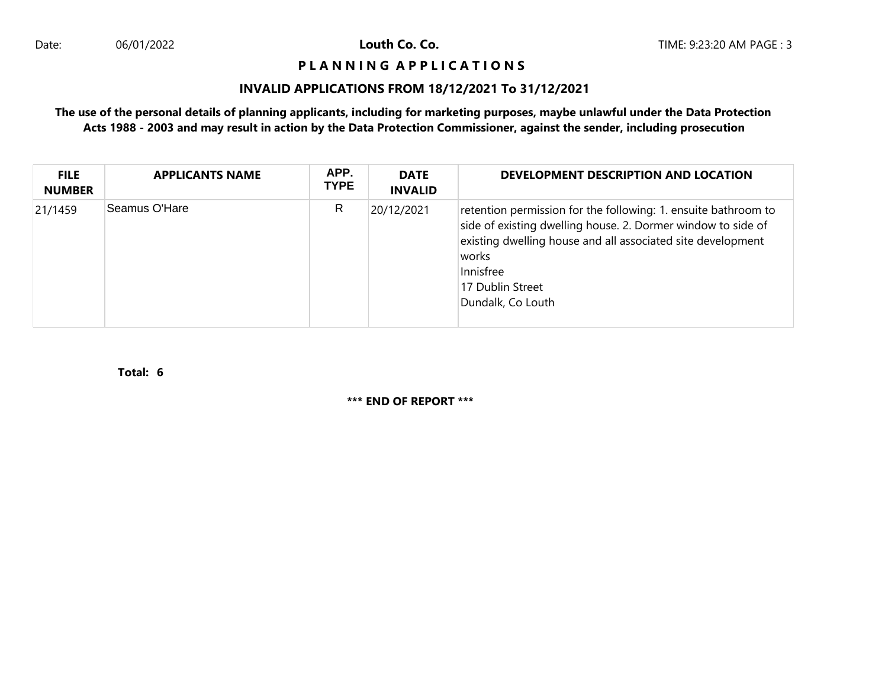**Louth Co. Co.**

**P L A N N I N G  A P P L I C A T I O N S**

**INVALID APPLICATIONS FROM 18/12/2021 To 31/12/2021**

**The use of the personal details of planning applicants, including for marketing purposes, maybe unlawful under the Data Protection Acts 1988 - 2003 and may result in action by the Data Protection Commissioner, against the sender, including prosecution**

| FILE NUMBER | APPLICANTS NAME | APP. TYPE | DATE INVALID | DEVELOPMENT DESCRIPTION AND LOCATION |
|---|---|---|---|---|
| 21/1459 | Seamus O'Hare | R | 20/12/2021 | retention permission for the following: 1. ensuite bathroom to side of existing dwelling house. 2. Dormer window to side of existing dwelling house and all associated site development works<br>Innisfree<br>17 Dublin Street<br>Dundalk, Co Louth |

**Total: 6**

**\*\*\* END OF REPORT \*\*\***